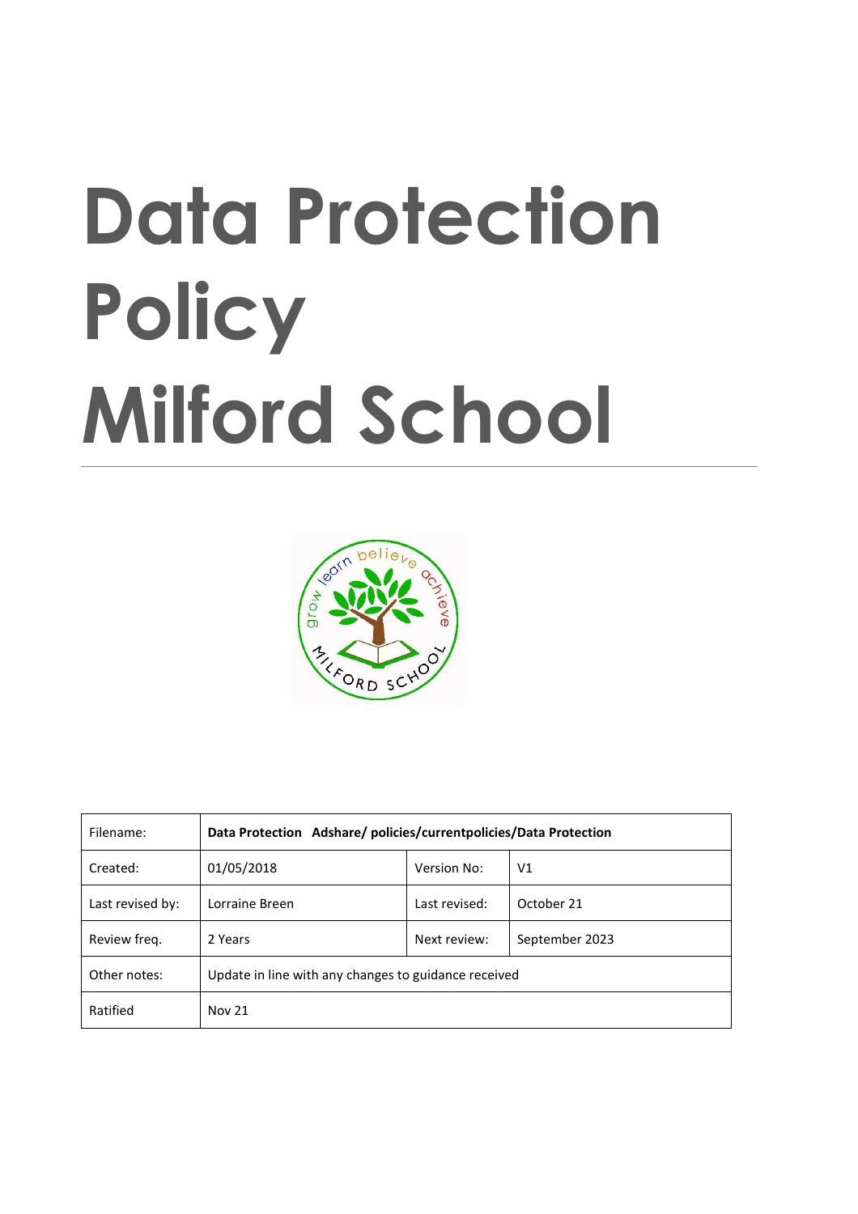# Data Protection Policy Milford School

| Filename: | **Data Protection Adshare/ policies/currentpolicies/Data Protection** | | |
|---|---|---|---|
| Created: | 01/05/2018 | Version No: | V1 |
| Last revised by: | Lorraine Breen | Last revised: | October 21 |
| Review freq. | 2 Years | Next review: | September 2023 |
| Other notes: | Update in line with any changes to guidance received | | |
| Ratified | Nov 21 | | |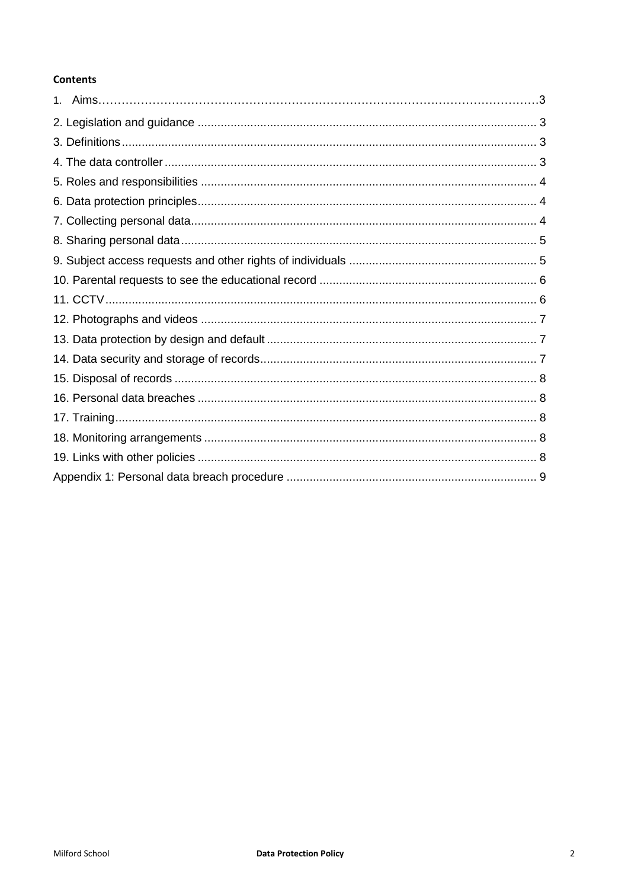**Contents**

1. Aims…………………………………………………………………………………………………3
2. Legislation and guidance ...................................................................................................... 3
3. Definitions .............................................................................................................................. 3
4. The data controller ................................................................................................................. 3
5. Roles and responsibilities ...................................................................................................... 4
6. Data protection principles ....................................................................................................... 4
7. Collecting personal data ......................................................................................................... 4
8. Sharing personal data ............................................................................................................ 5
9. Subject access requests and other rights of individuals ......................................................... 5
10. Parental requests to see the educational record .................................................................. 6
11. CCTV ................................................................................................................................... 6
12. Photographs and videos ...................................................................................................... 7
13. Data protection by design and default .................................................................................. 7
14. Data security and storage of records .................................................................................... 7
15. Disposal of records .............................................................................................................. 8
16. Personal data breaches ....................................................................................................... 8
17. Training ................................................................................................................................ 8
18. Monitoring arrangements ..................................................................................................... 8
19. Links with other policies ....................................................................................................... 8

Appendix 1: Personal data breach procedure ............................................................................ 9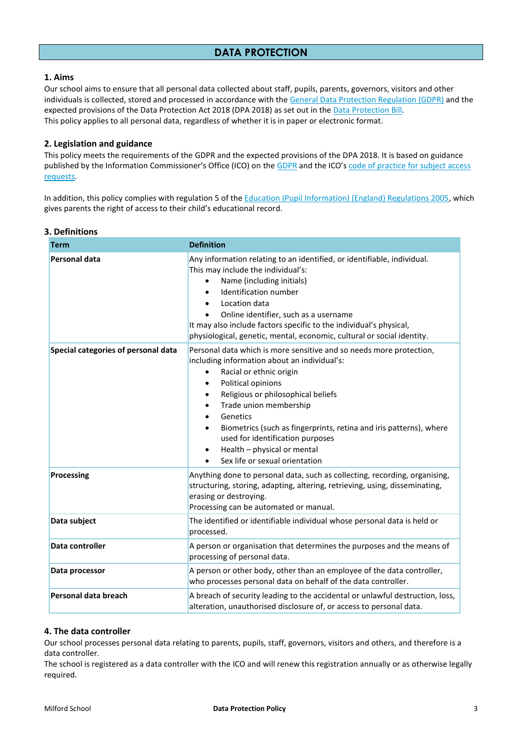# DATA PROTECTION

## 1. Aims

Our school aims to ensure that all personal data collected about staff, pupils, parents, governors, visitors and other individuals is collected, stored and processed in accordance with the General Data Protection Regulation (GDPR) and the expected provisions of the Data Protection Act 2018 (DPA 2018) as set out in the Data Protection Bill.
This policy applies to all personal data, regardless of whether it is in paper or electronic format.

## 2. Legislation and guidance

This policy meets the requirements of the GDPR and the expected provisions of the DPA 2018. It is based on guidance published by the Information Commissioner's Office (ICO) on the GDPR and the ICO's code of practice for subject access requests.

In addition, this policy complies with regulation 5 of the Education (Pupil Information) (England) Regulations 2005, which gives parents the right of access to their child's educational record.

## 3. Definitions

| Term | Definition |
|---|---|
| **Personal data** | Any information relating to an identified, or identifiable, individual.<br>This may include the individual's:<br>• Name (including initials)<br>• Identification number<br>• Location data<br>• Online identifier, such as a username<br>It may also include factors specific to the individual's physical, physiological, genetic, mental, economic, cultural or social identity. |
| **Special categories of personal data** | Personal data which is more sensitive and so needs more protection, including information about an individual's:<br>• Racial or ethnic origin<br>• Political opinions<br>• Religious or philosophical beliefs<br>• Trade union membership<br>• Genetics<br>• Biometrics (such as fingerprints, retina and iris patterns), where used for identification purposes<br>• Health – physical or mental<br>• Sex life or sexual orientation |
| **Processing** | Anything done to personal data, such as collecting, recording, organising, structuring, storing, adapting, altering, retrieving, using, disseminating, erasing or destroying.<br>Processing can be automated or manual. |
| **Data subject** | The identified or identifiable individual whose personal data is held or processed. |
| **Data controller** | A person or organisation that determines the purposes and the means of processing of personal data. |
| **Data processor** | A person or other body, other than an employee of the data controller, who processes personal data on behalf of the data controller. |
| **Personal data breach** | A breach of security leading to the accidental or unlawful destruction, loss, alteration, unauthorised disclosure of, or access to personal data. |

## 4. The data controller

Our school processes personal data relating to parents, pupils, staff, governors, visitors and others, and therefore is a data controller.
The school is registered as a data controller with the ICO and will renew this registration annually or as otherwise legally required.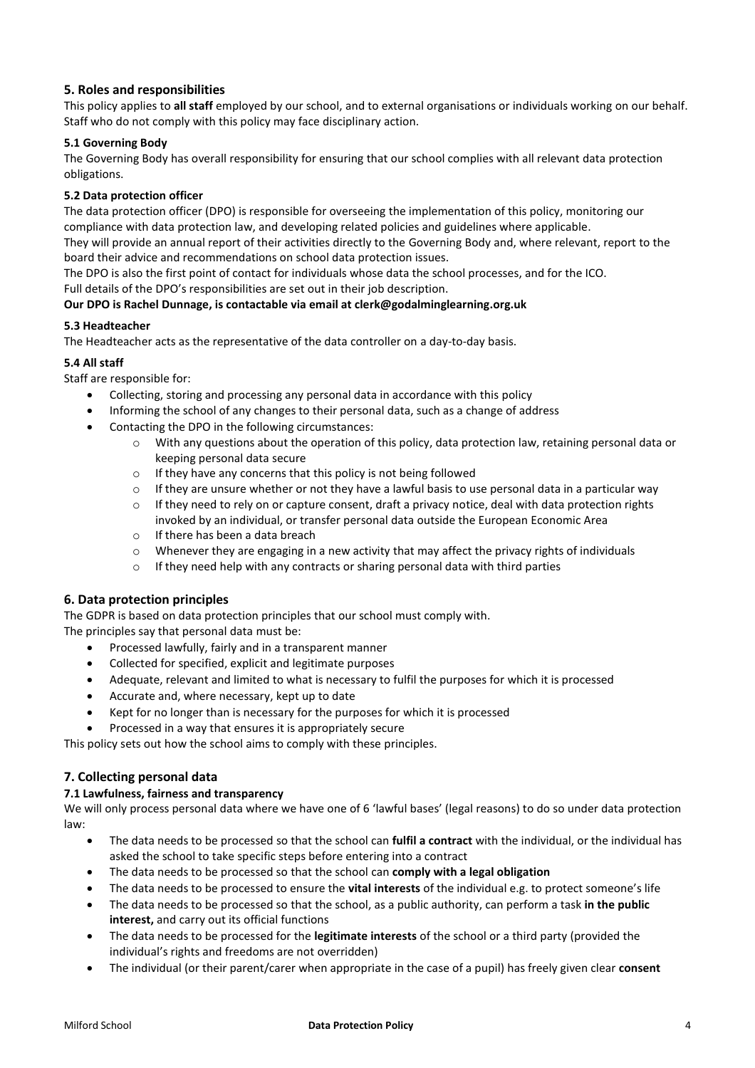## 5. Roles and responsibilities

This policy applies to **all staff** employed by our school, and to external organisations or individuals working on our behalf. Staff who do not comply with this policy may face disciplinary action.

### 5.1 Governing Body

The Governing Body has overall responsibility for ensuring that our school complies with all relevant data protection obligations.

### 5.2 Data protection officer

The data protection officer (DPO) is responsible for overseeing the implementation of this policy, monitoring our compliance with data protection law, and developing related policies and guidelines where applicable.

They will provide an annual report of their activities directly to the Governing Body and, where relevant, report to the board their advice and recommendations on school data protection issues.

The DPO is also the first point of contact for individuals whose data the school processes, and for the ICO.

Full details of the DPO's responsibilities are set out in their job description.

**Our DPO is Rachel Dunnage, is contactable via email at clerk@godalminglearning.org.uk**

### 5.3 Headteacher

The Headteacher acts as the representative of the data controller on a day-to-day basis.

### 5.4 All staff

Staff are responsible for:

- Collecting, storing and processing any personal data in accordance with this policy
- Informing the school of any changes to their personal data, such as a change of address
- Contacting the DPO in the following circumstances:
  - With any questions about the operation of this policy, data protection law, retaining personal data or keeping personal data secure
  - If they have any concerns that this policy is not being followed
  - If they are unsure whether or not they have a lawful basis to use personal data in a particular way
  - If they need to rely on or capture consent, draft a privacy notice, deal with data protection rights invoked by an individual, or transfer personal data outside the European Economic Area
  - If there has been a data breach
  - Whenever they are engaging in a new activity that may affect the privacy rights of individuals
  - If they need help with any contracts or sharing personal data with third parties

## 6. Data protection principles

The GDPR is based on data protection principles that our school must comply with.

The principles say that personal data must be:

- Processed lawfully, fairly and in a transparent manner
- Collected for specified, explicit and legitimate purposes
- Adequate, relevant and limited to what is necessary to fulfil the purposes for which it is processed
- Accurate and, where necessary, kept up to date
- Kept for no longer than is necessary for the purposes for which it is processed
- Processed in a way that ensures it is appropriately secure

This policy sets out how the school aims to comply with these principles.

## 7. Collecting personal data

### 7.1 Lawfulness, fairness and transparency

We will only process personal data where we have one of 6 'lawful bases' (legal reasons) to do so under data protection law:

- The data needs to be processed so that the school can **fulfil a contract** with the individual, or the individual has asked the school to take specific steps before entering into a contract
- The data needs to be processed so that the school can **comply with a legal obligation**
- The data needs to be processed to ensure the **vital interests** of the individual e.g. to protect someone's life
- The data needs to be processed so that the school, as a public authority, can perform a task **in the public interest,** and carry out its official functions
- The data needs to be processed for the **legitimate interests** of the school or a third party (provided the individual's rights and freedoms are not overridden)
- The individual (or their parent/carer when appropriate in the case of a pupil) has freely given clear **consent**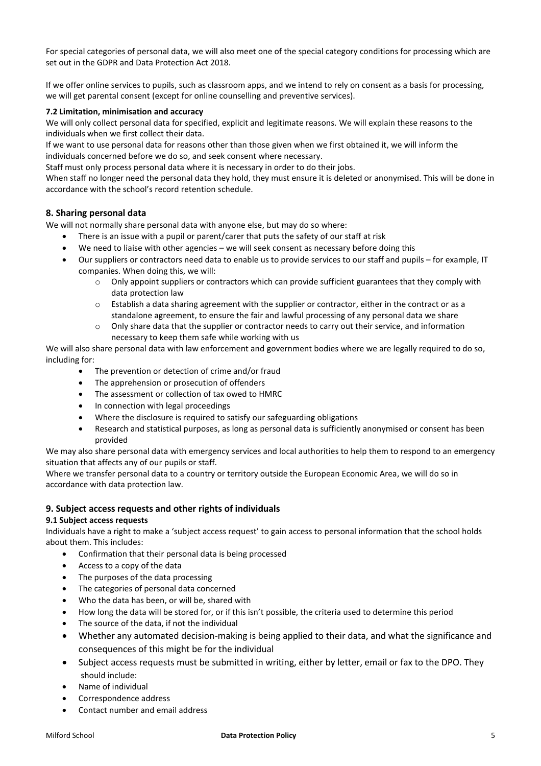For special categories of personal data, we will also meet one of the special category conditions for processing which are set out in the GDPR and Data Protection Act 2018.

If we offer online services to pupils, such as classroom apps, and we intend to rely on consent as a basis for processing, we will get parental consent (except for online counselling and preventive services).

**7.2 Limitation, minimisation and accuracy**

We will only collect personal data for specified, explicit and legitimate reasons. We will explain these reasons to the individuals when we first collect their data.

If we want to use personal data for reasons other than those given when we first obtained it, we will inform the individuals concerned before we do so, and seek consent where necessary.

Staff must only process personal data where it is necessary in order to do their jobs.

When staff no longer need the personal data they hold, they must ensure it is deleted or anonymised. This will be done in accordance with the school's record retention schedule.

## 8. Sharing personal data

We will not normally share personal data with anyone else, but may do so where:

- There is an issue with a pupil or parent/carer that puts the safety of our staff at risk
- We need to liaise with other agencies – we will seek consent as necessary before doing this
- Our suppliers or contractors need data to enable us to provide services to our staff and pupils – for example, IT companies. When doing this, we will:
  - Only appoint suppliers or contractors which can provide sufficient guarantees that they comply with data protection law
  - Establish a data sharing agreement with the supplier or contractor, either in the contract or as a standalone agreement, to ensure the fair and lawful processing of any personal data we share
  - Only share data that the supplier or contractor needs to carry out their service, and information necessary to keep them safe while working with us

We will also share personal data with law enforcement and government bodies where we are legally required to do so, including for:

- The prevention or detection of crime and/or fraud
- The apprehension or prosecution of offenders
- The assessment or collection of tax owed to HMRC
- In connection with legal proceedings
- Where the disclosure is required to satisfy our safeguarding obligations
- Research and statistical purposes, as long as personal data is sufficiently anonymised or consent has been provided

We may also share personal data with emergency services and local authorities to help them to respond to an emergency situation that affects any of our pupils or staff.

Where we transfer personal data to a country or territory outside the European Economic Area, we will do so in accordance with data protection law.

## 9. Subject access requests and other rights of individuals

**9.1 Subject access requests**

Individuals have a right to make a 'subject access request' to gain access to personal information that the school holds about them. This includes:

- Confirmation that their personal data is being processed
- Access to a copy of the data
- The purposes of the data processing
- The categories of personal data concerned
- Who the data has been, or will be, shared with
- How long the data will be stored for, or if this isn't possible, the criteria used to determine this period
- The source of the data, if not the individual
- Whether any automated decision-making is being applied to their data, and what the significance and consequences of this might be for the individual
- Subject access requests must be submitted in writing, either by letter, email or fax to the DPO. They should include:
- Name of individual
- Correspondence address
- Contact number and email address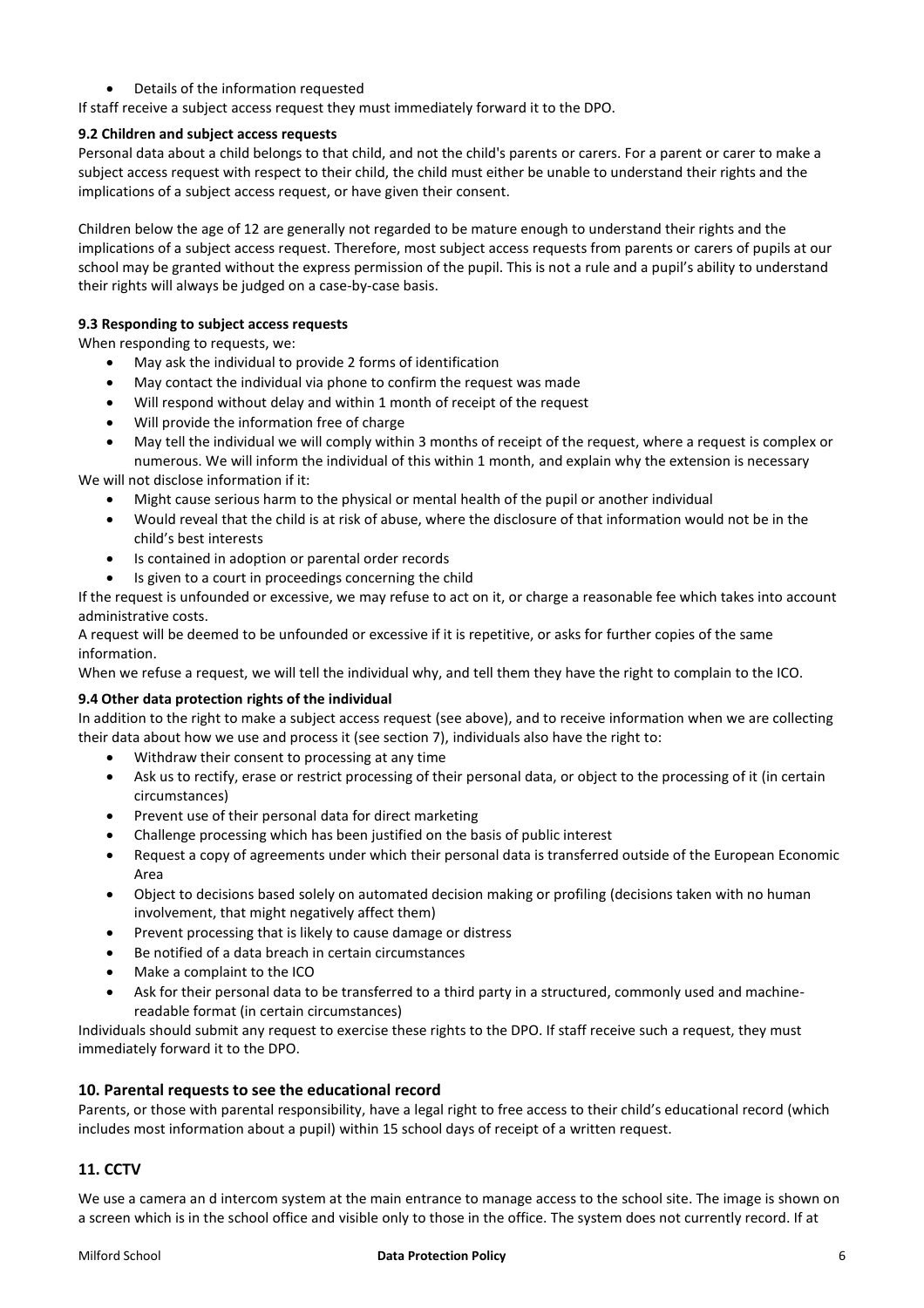- Details of the information requested

If staff receive a subject access request they must immediately forward it to the DPO.

**9.2 Children and subject access requests**

Personal data about a child belongs to that child, and not the child's parents or carers. For a parent or carer to make a subject access request with respect to their child, the child must either be unable to understand their rights and the implications of a subject access request, or have given their consent.

Children below the age of 12 are generally not regarded to be mature enough to understand their rights and the implications of a subject access request. Therefore, most subject access requests from parents or carers of pupils at our school may be granted without the express permission of the pupil. This is not a rule and a pupil's ability to understand their rights will always be judged on a case-by-case basis.

**9.3 Responding to subject access requests**

When responding to requests, we:

- May ask the individual to provide 2 forms of identification
- May contact the individual via phone to confirm the request was made
- Will respond without delay and within 1 month of receipt of the request
- Will provide the information free of charge
- May tell the individual we will comply within 3 months of receipt of the request, where a request is complex or numerous. We will inform the individual of this within 1 month, and explain why the extension is necessary

We will not disclose information if it:

- Might cause serious harm to the physical or mental health of the pupil or another individual
- Would reveal that the child is at risk of abuse, where the disclosure of that information would not be in the child's best interests
- Is contained in adoption or parental order records
- Is given to a court in proceedings concerning the child

If the request is unfounded or excessive, we may refuse to act on it, or charge a reasonable fee which takes into account administrative costs.

A request will be deemed to be unfounded or excessive if it is repetitive, or asks for further copies of the same information.

When we refuse a request, we will tell the individual why, and tell them they have the right to complain to the ICO.

**9.4 Other data protection rights of the individual**

In addition to the right to make a subject access request (see above), and to receive information when we are collecting their data about how we use and process it (see section 7), individuals also have the right to:

- Withdraw their consent to processing at any time
- Ask us to rectify, erase or restrict processing of their personal data, or object to the processing of it (in certain circumstances)
- Prevent use of their personal data for direct marketing
- Challenge processing which has been justified on the basis of public interest
- Request a copy of agreements under which their personal data is transferred outside of the European Economic Area
- Object to decisions based solely on automated decision making or profiling (decisions taken with no human involvement, that might negatively affect them)
- Prevent processing that is likely to cause damage or distress
- Be notified of a data breach in certain circumstances
- Make a complaint to the ICO
- Ask for their personal data to be transferred to a third party in a structured, commonly used and machine-readable format (in certain circumstances)

Individuals should submit any request to exercise these rights to the DPO. If staff receive such a request, they must immediately forward it to the DPO.

## 10. Parental requests to see the educational record

Parents, or those with parental responsibility, have a legal right to free access to their child's educational record (which includes most information about a pupil) within 15 school days of receipt of a written request.

## 11. CCTV

We use a camera an d intercom system at the main entrance to manage access to the school site. The image is shown on a screen which is in the school office and visible only to those in the office. The system does not currently record. If at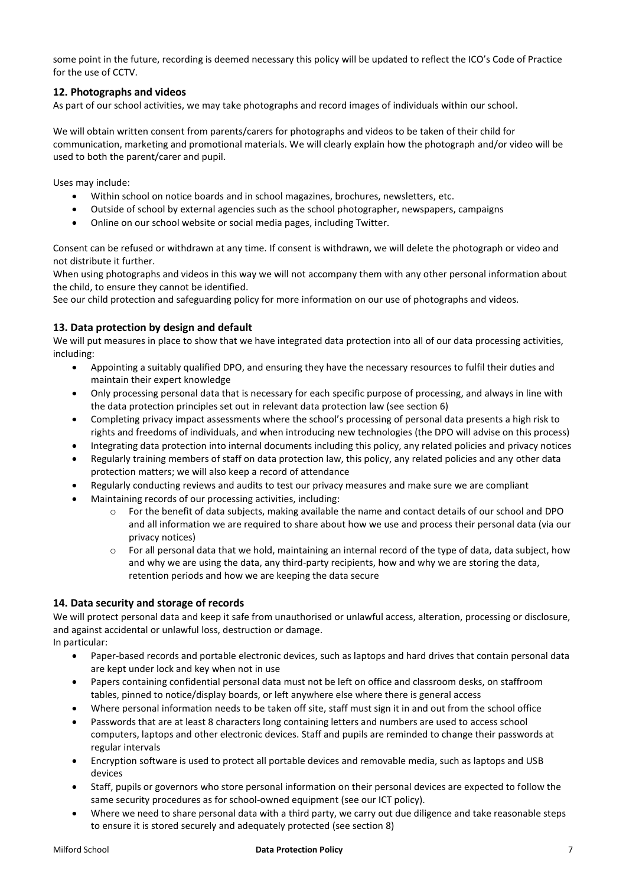some point in the future, recording is deemed necessary this policy will be updated to reflect the ICO's Code of Practice for the use of CCTV.

## 12. Photographs and videos

As part of our school activities, we may take photographs and record images of individuals within our school.

We will obtain written consent from parents/carers for photographs and videos to be taken of their child for communication, marketing and promotional materials. We will clearly explain how the photograph and/or video will be used to both the parent/carer and pupil.

Uses may include:

- Within school on notice boards and in school magazines, brochures, newsletters, etc.
- Outside of school by external agencies such as the school photographer, newspapers, campaigns
- Online on our school website or social media pages, including Twitter.

Consent can be refused or withdrawn at any time. If consent is withdrawn, we will delete the photograph or video and not distribute it further.

When using photographs and videos in this way we will not accompany them with any other personal information about the child, to ensure they cannot be identified.

See our child protection and safeguarding policy for more information on our use of photographs and videos.

## 13. Data protection by design and default

We will put measures in place to show that we have integrated data protection into all of our data processing activities, including:

- Appointing a suitably qualified DPO, and ensuring they have the necessary resources to fulfil their duties and maintain their expert knowledge
- Only processing personal data that is necessary for each specific purpose of processing, and always in line with the data protection principles set out in relevant data protection law (see section 6)
- Completing privacy impact assessments where the school's processing of personal data presents a high risk to rights and freedoms of individuals, and when introducing new technologies (the DPO will advise on this process)
- Integrating data protection into internal documents including this policy, any related policies and privacy notices
- Regularly training members of staff on data protection law, this policy, any related policies and any other data protection matters; we will also keep a record of attendance
- Regularly conducting reviews and audits to test our privacy measures and make sure we are compliant
- Maintaining records of our processing activities, including:
    - For the benefit of data subjects, making available the name and contact details of our school and DPO and all information we are required to share about how we use and process their personal data (via our privacy notices)
    - For all personal data that we hold, maintaining an internal record of the type of data, data subject, how and why we are using the data, any third-party recipients, how and why we are storing the data, retention periods and how we are keeping the data secure

## 14. Data security and storage of records

We will protect personal data and keep it safe from unauthorised or unlawful access, alteration, processing or disclosure, and against accidental or unlawful loss, destruction or damage.

In particular:

- Paper-based records and portable electronic devices, such as laptops and hard drives that contain personal data are kept under lock and key when not in use
- Papers containing confidential personal data must not be left on office and classroom desks, on staffroom tables, pinned to notice/display boards, or left anywhere else where there is general access
- Where personal information needs to be taken off site, staff must sign it in and out from the school office
- Passwords that are at least 8 characters long containing letters and numbers are used to access school computers, laptops and other electronic devices. Staff and pupils are reminded to change their passwords at regular intervals
- Encryption software is used to protect all portable devices and removable media, such as laptops and USB devices
- Staff, pupils or governors who store personal information on their personal devices are expected to follow the same security procedures as for school-owned equipment (see our ICT policy).
- Where we need to share personal data with a third party, we carry out due diligence and take reasonable steps to ensure it is stored securely and adequately protected (see section 8)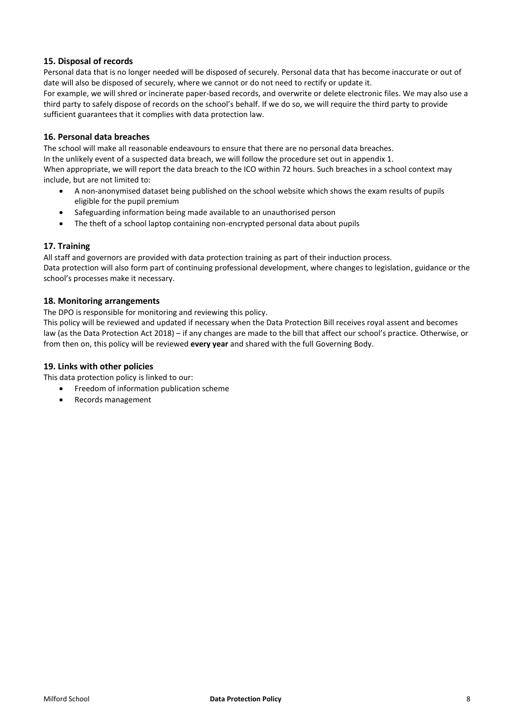## 15. Disposal of records

Personal data that is no longer needed will be disposed of securely. Personal data that has become inaccurate or out of date will also be disposed of securely, where we cannot or do not need to rectify or update it.

For example, we will shred or incinerate paper-based records, and overwrite or delete electronic files. We may also use a third party to safely dispose of records on the school's behalf. If we do so, we will require the third party to provide sufficient guarantees that it complies with data protection law.

## 16. Personal data breaches

The school will make all reasonable endeavours to ensure that there are no personal data breaches.

In the unlikely event of a suspected data breach, we will follow the procedure set out in appendix 1.

When appropriate, we will report the data breach to the ICO within 72 hours. Such breaches in a school context may include, but are not limited to:

- A non-anonymised dataset being published on the school website which shows the exam results of pupils eligible for the pupil premium
- Safeguarding information being made available to an unauthorised person
- The theft of a school laptop containing non-encrypted personal data about pupils

## 17. Training

All staff and governors are provided with data protection training as part of their induction process.

Data protection will also form part of continuing professional development, where changes to legislation, guidance or the school's processes make it necessary.

## 18. Monitoring arrangements

The DPO is responsible for monitoring and reviewing this policy.

This policy will be reviewed and updated if necessary when the Data Protection Bill receives royal assent and becomes law (as the Data Protection Act 2018) – if any changes are made to the bill that affect our school's practice. Otherwise, or from then on, this policy will be reviewed **every year** and shared with the full Governing Body.

## 19. Links with other policies

This data protection policy is linked to our:

- Freedom of information publication scheme
- Records management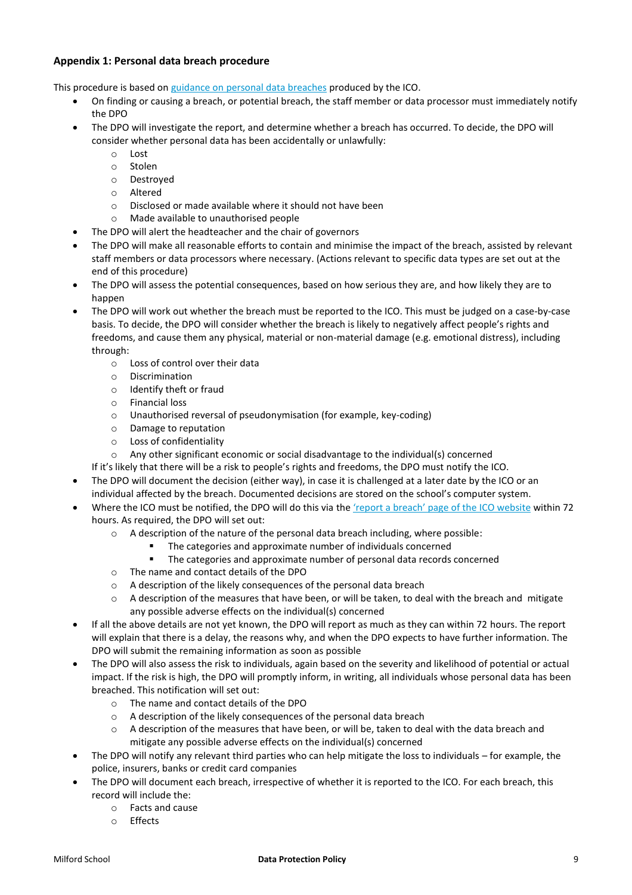### Appendix 1: Personal data breach procedure

This procedure is based on [guidance on personal data breaches](#) produced by the ICO.

- On finding or causing a breach, or potential breach, the staff member or data processor must immediately notify the DPO
- The DPO will investigate the report, and determine whether a breach has occurred. To decide, the DPO will consider whether personal data has been accidentally or unlawfully:
  - Lost
  - Stolen
  - Destroyed
  - Altered
  - Disclosed or made available where it should not have been
  - Made available to unauthorised people
- The DPO will alert the headteacher and the chair of governors
- The DPO will make all reasonable efforts to contain and minimise the impact of the breach, assisted by relevant staff members or data processors where necessary. (Actions relevant to specific data types are set out at the end of this procedure)
- The DPO will assess the potential consequences, based on how serious they are, and how likely they are to happen
- The DPO will work out whether the breach must be reported to the ICO. This must be judged on a case-by-case basis. To decide, the DPO will consider whether the breach is likely to negatively affect people's rights and freedoms, and cause them any physical, material or non-material damage (e.g. emotional distress), including through:
  - Loss of control over their data
  - Discrimination
  - Identify theft or fraud
  - Financial loss
  - Unauthorised reversal of pseudonymisation (for example, key-coding)
  - Damage to reputation
  - Loss of confidentiality
  - Any other significant economic or social disadvantage to the individual(s) concerned

  If it's likely that there will be a risk to people's rights and freedoms, the DPO must notify the ICO.
- The DPO will document the decision (either way), in case it is challenged at a later date by the ICO or an individual affected by the breach. Documented decisions are stored on the school's computer system.
- Where the ICO must be notified, the DPO will do this via the ['report a breach' page of the ICO website](#) within 72 hours. As required, the DPO will set out:
  - A description of the nature of the personal data breach including, where possible:
    - The categories and approximate number of individuals concerned
    - The categories and approximate number of personal data records concerned
  - The name and contact details of the DPO
  - A description of the likely consequences of the personal data breach
  - A description of the measures that have been, or will be taken, to deal with the breach and mitigate any possible adverse effects on the individual(s) concerned
- If all the above details are not yet known, the DPO will report as much as they can within 72 hours. The report will explain that there is a delay, the reasons why, and when the DPO expects to have further information. The DPO will submit the remaining information as soon as possible
- The DPO will also assess the risk to individuals, again based on the severity and likelihood of potential or actual impact. If the risk is high, the DPO will promptly inform, in writing, all individuals whose personal data has been breached. This notification will set out:
  - The name and contact details of the DPO
  - A description of the likely consequences of the personal data breach
  - A description of the measures that have been, or will be, taken to deal with the data breach and mitigate any possible adverse effects on the individual(s) concerned
- The DPO will notify any relevant third parties who can help mitigate the loss to individuals – for example, the police, insurers, banks or credit card companies
- The DPO will document each breach, irrespective of whether it is reported to the ICO. For each breach, this record will include the:
  - Facts and cause
  - Effects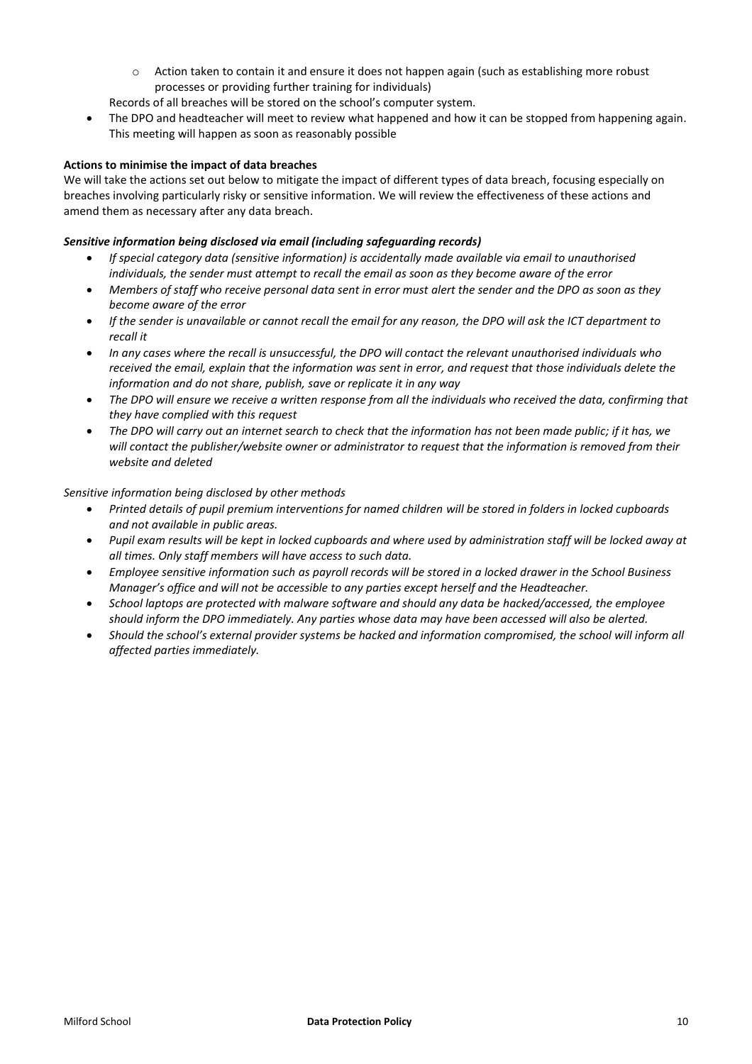- Action taken to contain it and ensure it does not happen again (such as establishing more robust processes or providing further training for individuals)

  Records of all breaches will be stored on the school's computer system.

- The DPO and headteacher will meet to review what happened and how it can be stopped from happening again. This meeting will happen as soon as reasonably possible

**Actions to minimise the impact of data breaches**

We will take the actions set out below to mitigate the impact of different types of data breach, focusing especially on breaches involving particularly risky or sensitive information. We will review the effectiveness of these actions and amend them as necessary after any data breach.

***Sensitive information being disclosed via email (including safeguarding records)***

- *If special category data (sensitive information) is accidentally made available via email to unauthorised individuals, the sender must attempt to recall the email as soon as they become aware of the error*
- *Members of staff who receive personal data sent in error must alert the sender and the DPO as soon as they become aware of the error*
- *If the sender is unavailable or cannot recall the email for any reason, the DPO will ask the ICT department to recall it*
- *In any cases where the recall is unsuccessful, the DPO will contact the relevant unauthorised individuals who received the email, explain that the information was sent in error, and request that those individuals delete the information and do not share, publish, save or replicate it in any way*
- *The DPO will ensure we receive a written response from all the individuals who received the data, confirming that they have complied with this request*
- *The DPO will carry out an internet search to check that the information has not been made public; if it has, we will contact the publisher/website owner or administrator to request that the information is removed from their website and deleted*

*Sensitive information being disclosed by other methods*

- *Printed details of pupil premium interventions for named children will be stored in folders in locked cupboards and not available in public areas.*
- *Pupil exam results will be kept in locked cupboards and where used by administration staff will be locked away at all times. Only staff members will have access to such data.*
- *Employee sensitive information such as payroll records will be stored in a locked drawer in the School Business Manager's office and will not be accessible to any parties except herself and the Headteacher.*
- *School laptops are protected with malware software and should any data be hacked/accessed, the employee should inform the DPO immediately. Any parties whose data may have been accessed will also be alerted.*
- *Should the school's external provider systems be hacked and information compromised, the school will inform all affected parties immediately.*